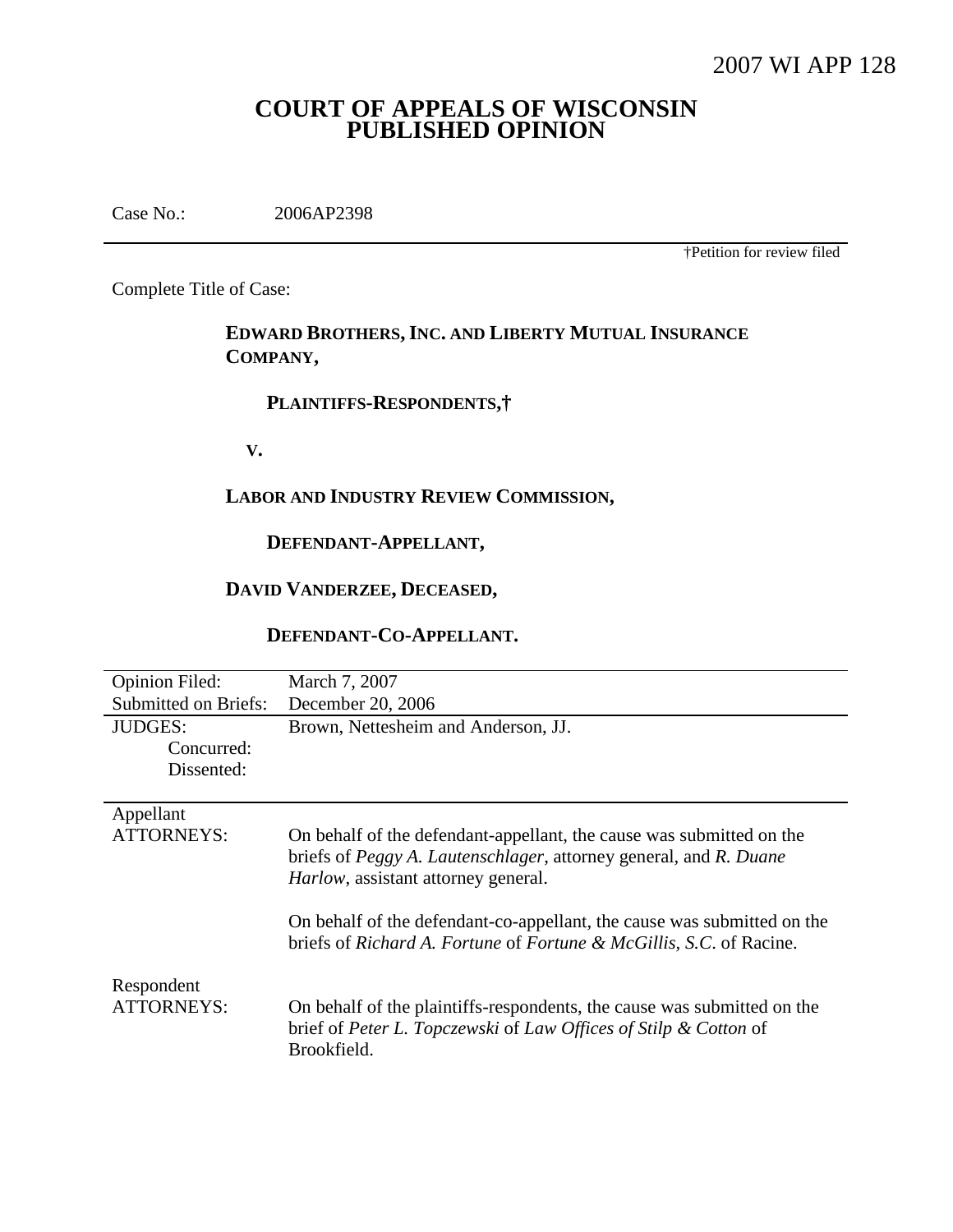2007 WI APP 128

# COURT OF APPEALS OF WISCONSIN
# PUBLISHED OPINION

Case No.: 2006AP2398

†Petition for review filed

Complete Title of Case:

**EDWARD BROTHERS, INC. AND LIBERTY MUTUAL INSURANCE COMPANY,**

**PLAINTIFFS-RESPONDENTS,†**

**V.**

**LABOR AND INDUSTRY REVIEW COMMISSION,**

**DEFENDANT-APPELLANT,**

**DAVID VANDERZEE, DECEASED,**

**DEFENDANT-CO-APPELLANT.**

| | |
|---|---|
| Opinion Filed: | March 7, 2007 |
| Submitted on Briefs: | December 20, 2006 |
| JUDGES: | Brown, Nettesheim and Anderson, JJ. |
| Concurred: | |
| Dissented: | |

| | |
|---|---|
| Appellant ATTORNEYS: | On behalf of the defendant-appellant, the cause was submitted on the briefs of *Peggy A. Lautenschlager*, attorney general, and *R. Duane Harlow*, assistant attorney general. |
| | On behalf of the defendant-co-appellant, the cause was submitted on the briefs of *Richard A. Fortune* of *Fortune & McGillis, S.C.* of Racine. |
| Respondent ATTORNEYS: | On behalf of the plaintiffs-respondents, the cause was submitted on the brief of *Peter L. Topczewski* of *Law Offices of Stilp & Cotton* of Brookfield. |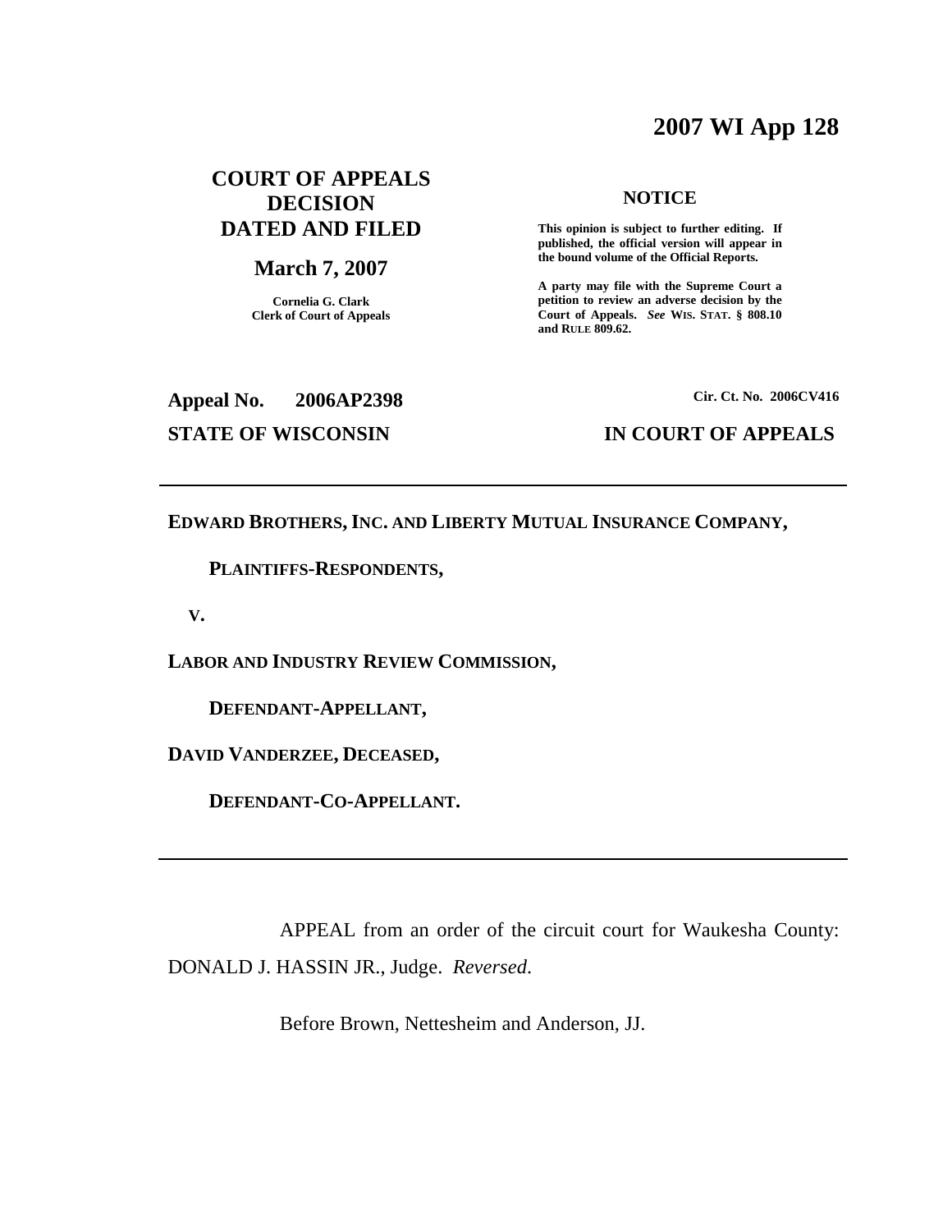**2007 WI App 128**

**COURT OF APPEALS DECISION DATED AND FILED**

**March 7, 2007**

**Cornelia G. Clark**
**Clerk of Court of Appeals**

**NOTICE**

**This opinion is subject to further editing. If published, the official version will appear in the bound volume of the Official Reports.**

**A party may file with the Supreme Court a petition to review an adverse decision by the Court of Appeals.** ***See*** **WIS. STAT. § 808.10 and RULE 809.62.**

**Appeal No. 2006AP2398** | **Cir. Ct. No. 2006CV416**

**STATE OF WISCONSIN** | **IN COURT OF APPEALS**

---

**EDWARD BROTHERS, INC. AND LIBERTY MUTUAL INSURANCE COMPANY,**

**PLAINTIFFS-RESPONDENTS,**

**V.**

**LABOR AND INDUSTRY REVIEW COMMISSION,**

**DEFENDANT-APPELLANT,**

**DAVID VANDERZEE, DECEASED,**

**DEFENDANT-CO-APPELLANT.**

---

APPEAL from an order of the circuit court for Waukesha County: DONALD J. HASSIN JR., Judge. *Reversed*.

Before Brown, Nettesheim and Anderson, JJ.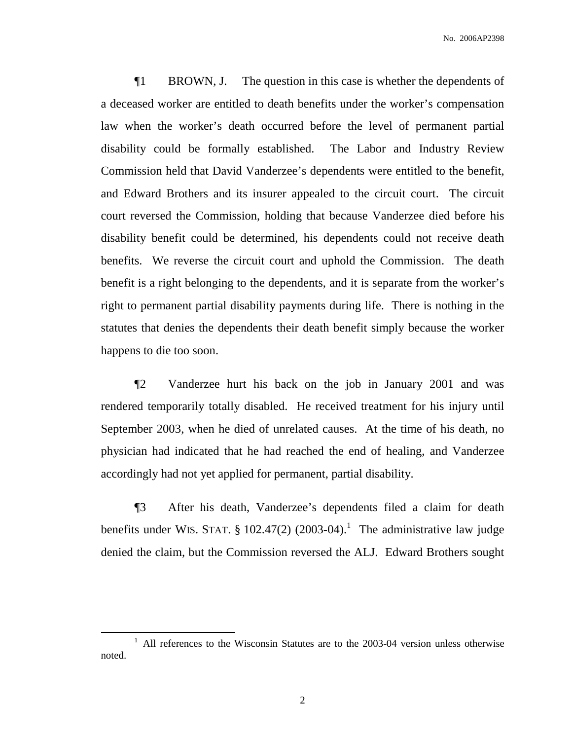¶1 BROWN, J. The question in this case is whether the dependents of a deceased worker are entitled to death benefits under the worker's compensation law when the worker's death occurred before the level of permanent partial disability could be formally established. The Labor and Industry Review Commission held that David Vanderzee's dependents were entitled to the benefit, and Edward Brothers and its insurer appealed to the circuit court. The circuit court reversed the Commission, holding that because Vanderzee died before his disability benefit could be determined, his dependents could not receive death benefits. We reverse the circuit court and uphold the Commission. The death benefit is a right belonging to the dependents, and it is separate from the worker's right to permanent partial disability payments during life. There is nothing in the statutes that denies the dependents their death benefit simply because the worker happens to die too soon.

¶2 Vanderzee hurt his back on the job in January 2001 and was rendered temporarily totally disabled. He received treatment for his injury until September 2003, when he died of unrelated causes. At the time of his death, no physician had indicated that he had reached the end of healing, and Vanderzee accordingly had not yet applied for permanent, partial disability.

¶3 After his death, Vanderzee's dependents filed a claim for death benefits under WIS. STAT. § 102.47(2) (2003-04).[1] The administrative law judge denied the claim, but the Commission reversed the ALJ. Edward Brothers sought

[1] All references to the Wisconsin Statutes are to the 2003-04 version unless otherwise noted.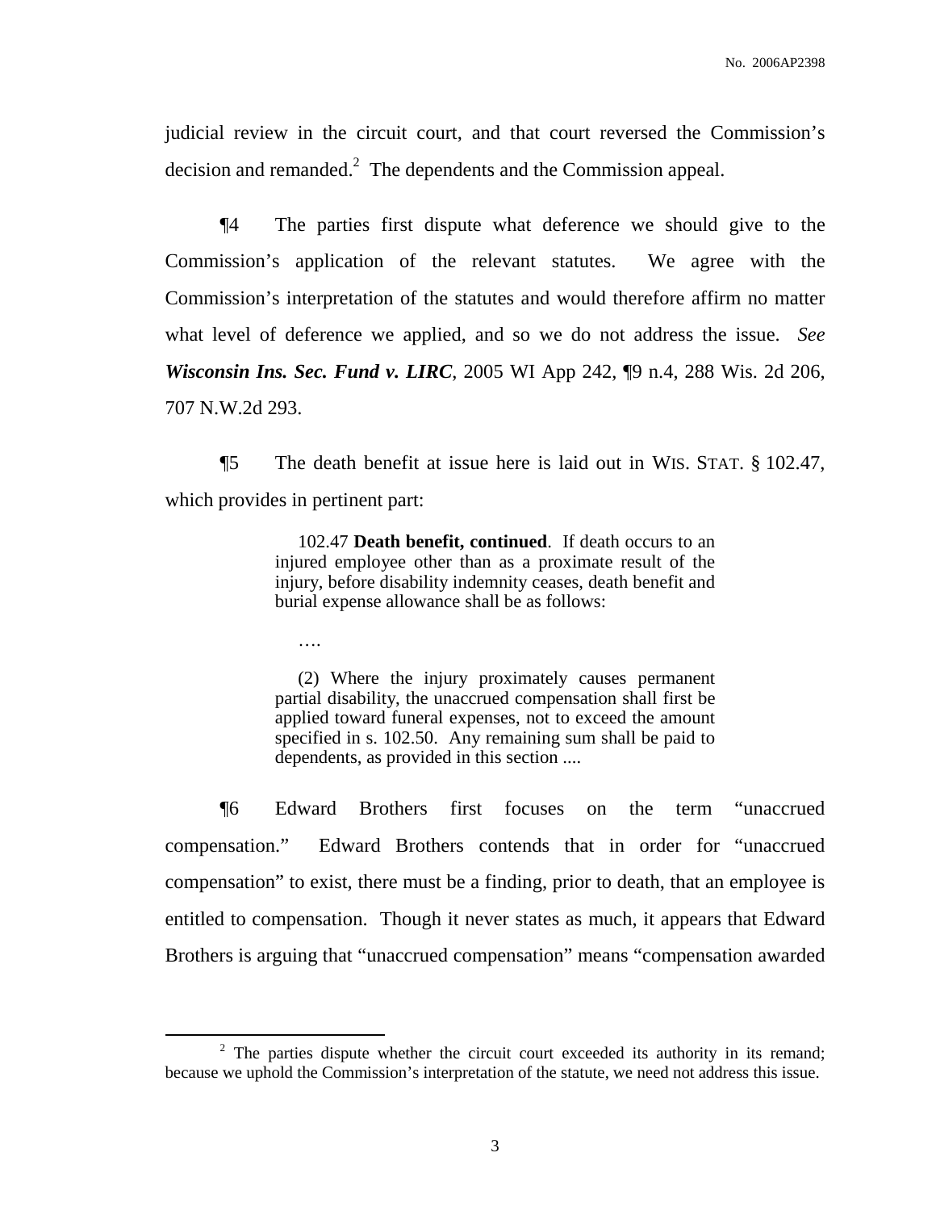judicial review in the circuit court, and that court reversed the Commission's decision and remanded.[2] The dependents and the Commission appeal.

¶4 The parties first dispute what deference we should give to the Commission's application of the relevant statutes. We agree with the Commission's interpretation of the statutes and would therefore affirm no matter what level of deference we applied, and so we do not address the issue. *See **Wisconsin Ins. Sec. Fund v. LIRC***, 2005 WI App 242, ¶9 n.4, 288 Wis. 2d 206, 707 N.W.2d 293.

¶5 The death benefit at issue here is laid out in WIS. STAT. § 102.47, which provides in pertinent part:

> 102.47 **Death benefit, continued**. If death occurs to an injured employee other than as a proximate result of the injury, before disability indemnity ceases, death benefit and burial expense allowance shall be as follows:
>
> ….
>
> (2) Where the injury proximately causes permanent partial disability, the unaccrued compensation shall first be applied toward funeral expenses, not to exceed the amount specified in s. 102.50. Any remaining sum shall be paid to dependents, as provided in this section ....

¶6 Edward Brothers first focuses on the term "unaccrued compensation." Edward Brothers contends that in order for "unaccrued compensation" to exist, there must be a finding, prior to death, that an employee is entitled to compensation. Though it never states as much, it appears that Edward Brothers is arguing that "unaccrued compensation" means "compensation awarded

---

[2] The parties dispute whether the circuit court exceeded its authority in its remand; because we uphold the Commission's interpretation of the statute, we need not address this issue.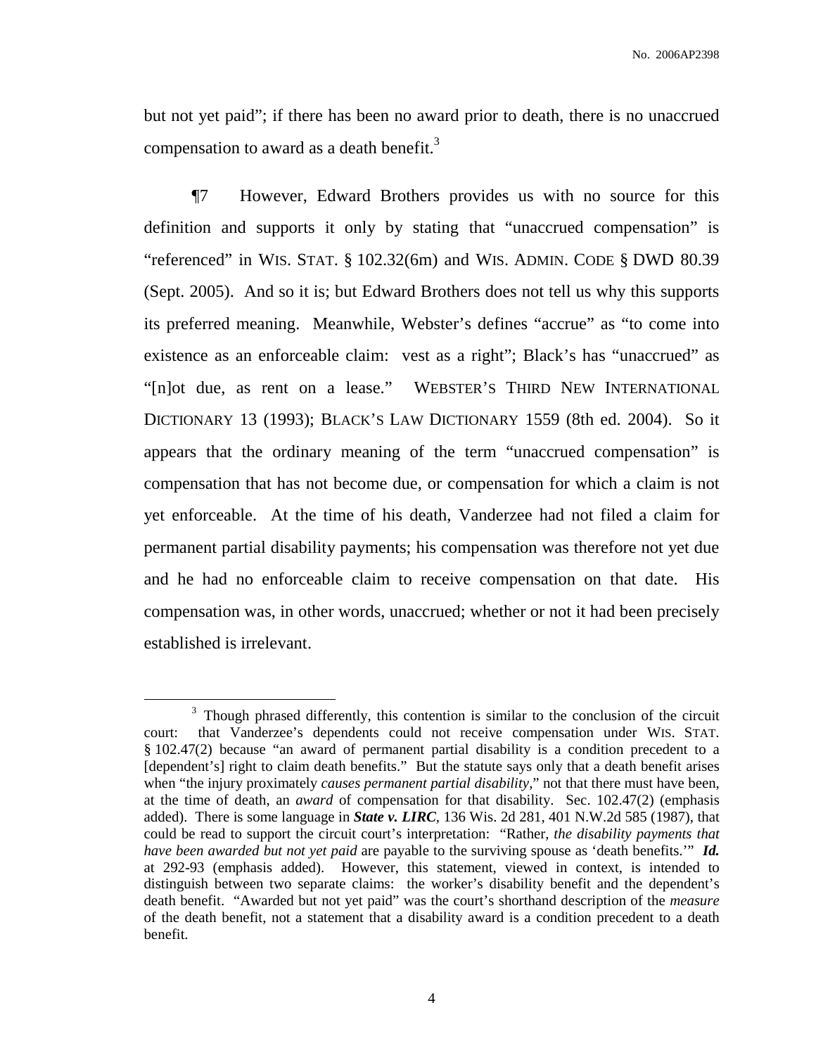but not yet paid"; if there has been no award prior to death, there is no unaccrued compensation to award as a death benefit.[3]

¶7 However, Edward Brothers provides us with no source for this definition and supports it only by stating that "unaccrued compensation" is "referenced" in WIS. STAT. § 102.32(6m) and WIS. ADMIN. CODE § DWD 80.39 (Sept. 2005). And so it is; but Edward Brothers does not tell us why this supports its preferred meaning. Meanwhile, Webster's defines "accrue" as "to come into existence as an enforceable claim: vest as a right"; Black's has "unaccrued" as "[n]ot due, as rent on a lease." WEBSTER'S THIRD NEW INTERNATIONAL DICTIONARY 13 (1993); BLACK'S LAW DICTIONARY 1559 (8th ed. 2004). So it appears that the ordinary meaning of the term "unaccrued compensation" is compensation that has not become due, or compensation for which a claim is not yet enforceable. At the time of his death, Vanderzee had not filed a claim for permanent partial disability payments; his compensation was therefore not yet due and he had no enforceable claim to receive compensation on that date. His compensation was, in other words, unaccrued; whether or not it had been precisely established is irrelevant.

---

[3] Though phrased differently, this contention is similar to the conclusion of the circuit court: that Vanderzee's dependents could not receive compensation under WIS. STAT. § 102.47(2) because "an award of permanent partial disability is a condition precedent to a [dependent's] right to claim death benefits." But the statute says only that a death benefit arises when "the injury proximately *causes permanent partial disability*," not that there must have been, at the time of death, an *award* of compensation for that disability. Sec. 102.47(2) (emphasis added). There is some language in ***State v. LIRC***, 136 Wis. 2d 281, 401 N.W.2d 585 (1987), that could be read to support the circuit court's interpretation: "Rather, *the disability payments that have been awarded but not yet paid* are payable to the surviving spouse as 'death benefits.'" ***Id.*** at 292-93 (emphasis added). However, this statement, viewed in context, is intended to distinguish between two separate claims: the worker's disability benefit and the dependent's death benefit. "Awarded but not yet paid" was the court's shorthand description of the *measure* of the death benefit, not a statement that a disability award is a condition precedent to a death benefit.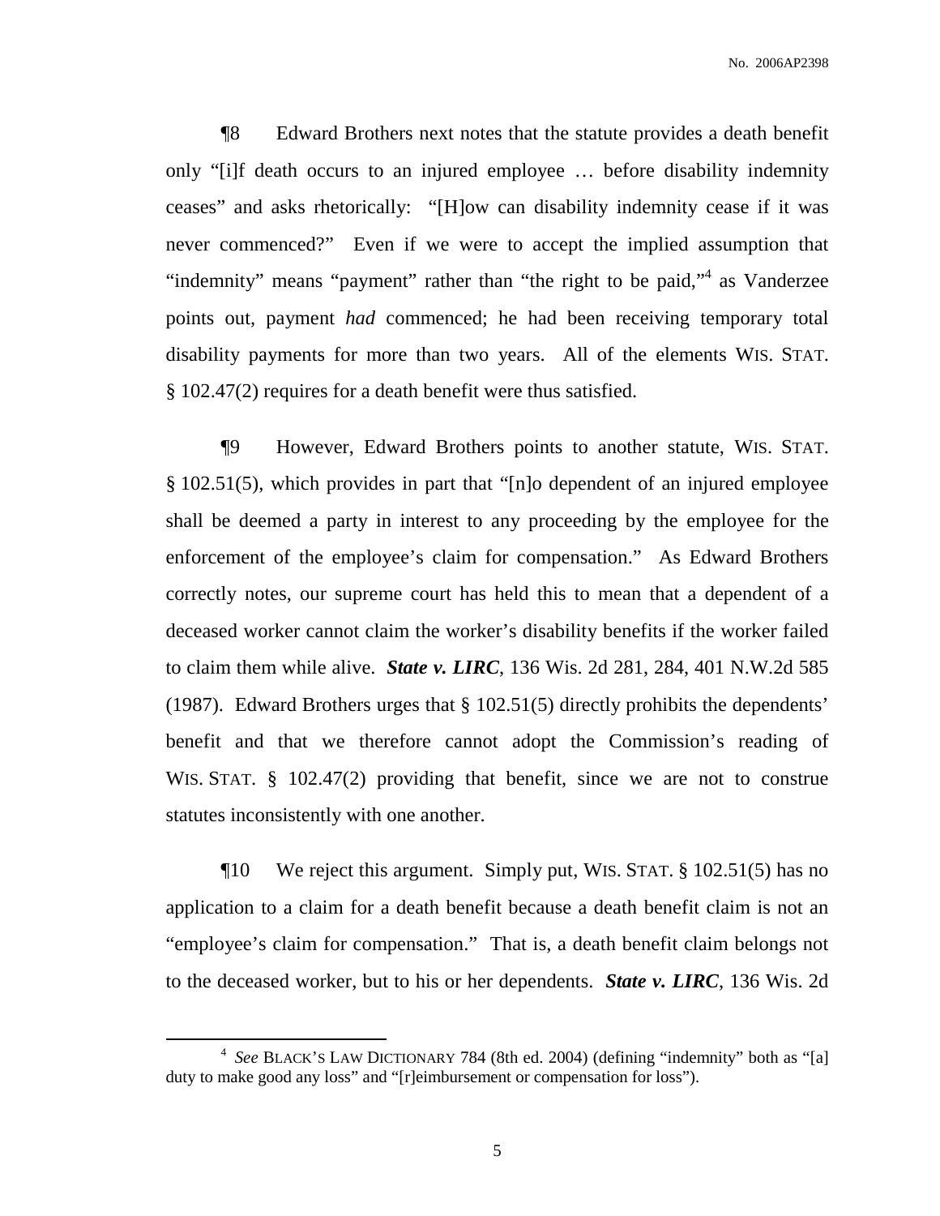¶8 Edward Brothers next notes that the statute provides a death benefit only "[i]f death occurs to an injured employee … before disability indemnity ceases" and asks rhetorically: "[H]ow can disability indemnity cease if it was never commenced?" Even if we were to accept the implied assumption that "indemnity" means "payment" rather than "the right to be paid,"[4] as Vanderzee points out, payment *had* commenced; he had been receiving temporary total disability payments for more than two years. All of the elements WIS. STAT. § 102.47(2) requires for a death benefit were thus satisfied.

¶9 However, Edward Brothers points to another statute, WIS. STAT. § 102.51(5), which provides in part that "[n]o dependent of an injured employee shall be deemed a party in interest to any proceeding by the employee for the enforcement of the employee's claim for compensation." As Edward Brothers correctly notes, our supreme court has held this to mean that a dependent of a deceased worker cannot claim the worker's disability benefits if the worker failed to claim them while alive. ***State v. LIRC***, 136 Wis. 2d 281, 284, 401 N.W.2d 585 (1987). Edward Brothers urges that § 102.51(5) directly prohibits the dependents' benefit and that we therefore cannot adopt the Commission's reading of WIS. STAT. § 102.47(2) providing that benefit, since we are not to construe statutes inconsistently with one another.

¶10 We reject this argument. Simply put, WIS. STAT. § 102.51(5) has no application to a claim for a death benefit because a death benefit claim is not an "employee's claim for compensation." That is, a death benefit claim belongs not to the deceased worker, but to his or her dependents. ***State v. LIRC***, 136 Wis. 2d

---

[4] *See* BLACK'S LAW DICTIONARY 784 (8th ed. 2004) (defining "indemnity" both as "[a] duty to make good any loss" and "[r]eimbursement or compensation for loss").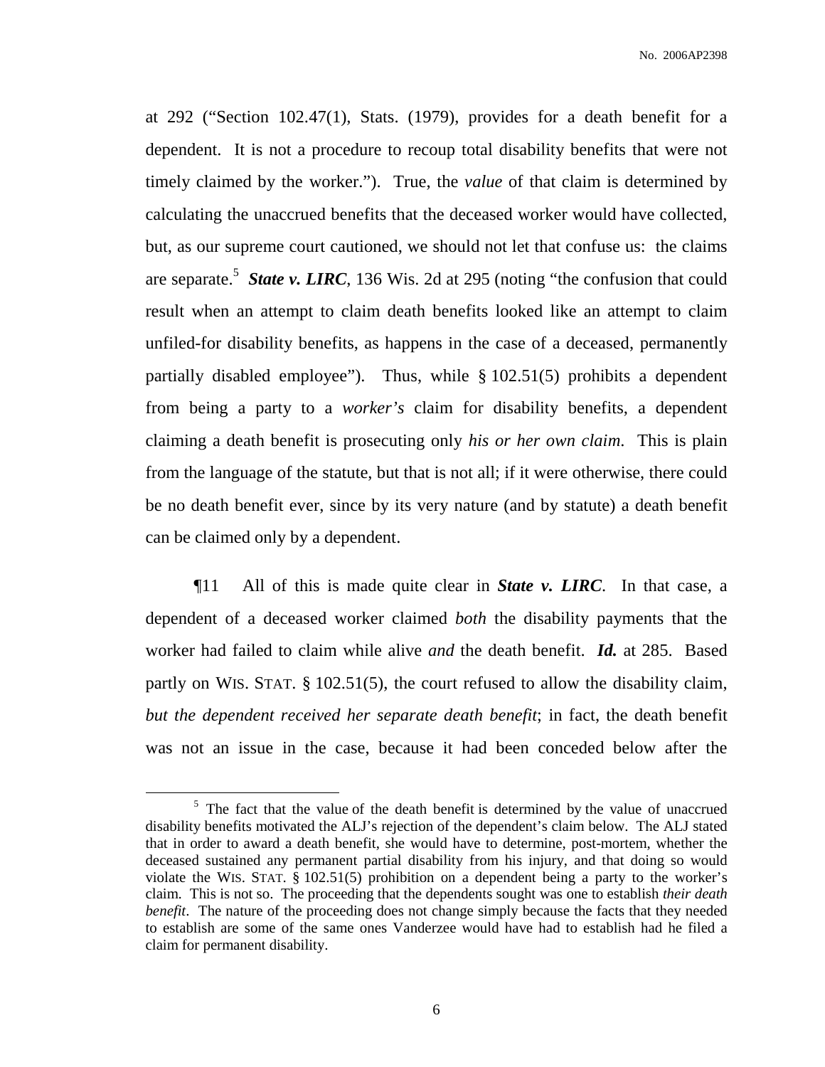at 292 ("Section 102.47(1), Stats. (1979), provides for a death benefit for a dependent. It is not a procedure to recoup total disability benefits that were not timely claimed by the worker."). True, the *value* of that claim is determined by calculating the unaccrued benefits that the deceased worker would have collected, but, as our supreme court cautioned, we should not let that confuse us: the claims are separate.[5] ***State v. LIRC***, 136 Wis. 2d at 295 (noting "the confusion that could result when an attempt to claim death benefits looked like an attempt to claim unfiled-for disability benefits, as happens in the case of a deceased, permanently partially disabled employee"). Thus, while § 102.51(5) prohibits a dependent from being a party to a *worker's* claim for disability benefits, a dependent claiming a death benefit is prosecuting only *his or her own claim*. This is plain from the language of the statute, but that is not all; if it were otherwise, there could be no death benefit ever, since by its very nature (and by statute) a death benefit can be claimed only by a dependent.

¶11 All of this is made quite clear in ***State v. LIRC***. In that case, a dependent of a deceased worker claimed *both* the disability payments that the worker had failed to claim while alive *and* the death benefit. ***Id.*** at 285. Based partly on WIS. STAT. § 102.51(5), the court refused to allow the disability claim, *but the dependent received her separate death benefit*; in fact, the death benefit was not an issue in the case, because it had been conceded below after the

[5] The fact that the value of the death benefit is determined by the value of unaccrued disability benefits motivated the ALJ's rejection of the dependent's claim below. The ALJ stated that in order to award a death benefit, she would have to determine, post-mortem, whether the deceased sustained any permanent partial disability from his injury, and that doing so would violate the WIS. STAT. § 102.51(5) prohibition on a dependent being a party to the worker's claim. This is not so. The proceeding that the dependents sought was one to establish *their death benefit*. The nature of the proceeding does not change simply because the facts that they needed to establish are some of the same ones Vanderzee would have had to establish had he filed a claim for permanent disability.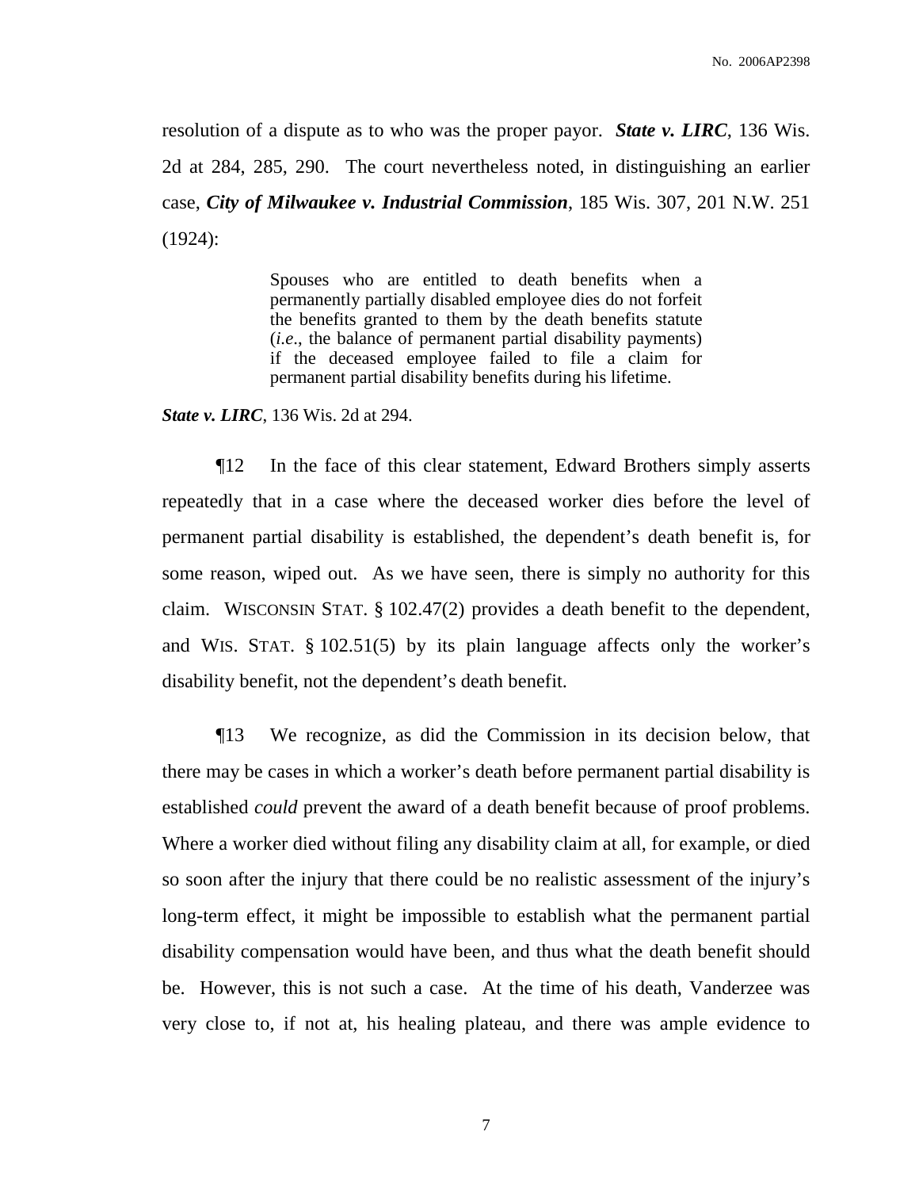resolution of a dispute as to who was the proper payor. ***State v. LIRC***, 136 Wis. 2d at 284, 285, 290. The court nevertheless noted, in distinguishing an earlier case, ***City of Milwaukee v. Industrial Commission***, 185 Wis. 307, 201 N.W. 251 (1924):

> Spouses who are entitled to death benefits when a permanently partially disabled employee dies do not forfeit the benefits granted to them by the death benefits statute (*i.e.*, the balance of permanent partial disability payments) if the deceased employee failed to file a claim for permanent partial disability benefits during his lifetime.

***State v. LIRC***, 136 Wis. 2d at 294.

¶12 In the face of this clear statement, Edward Brothers simply asserts repeatedly that in a case where the deceased worker dies before the level of permanent partial disability is established, the dependent's death benefit is, for some reason, wiped out. As we have seen, there is simply no authority for this claim. WISCONSIN STAT. § 102.47(2) provides a death benefit to the dependent, and WIS. STAT. § 102.51(5) by its plain language affects only the worker's disability benefit, not the dependent's death benefit.

¶13 We recognize, as did the Commission in its decision below, that there may be cases in which a worker's death before permanent partial disability is established *could* prevent the award of a death benefit because of proof problems. Where a worker died without filing any disability claim at all, for example, or died so soon after the injury that there could be no realistic assessment of the injury's long-term effect, it might be impossible to establish what the permanent partial disability compensation would have been, and thus what the death benefit should be. However, this is not such a case. At the time of his death, Vanderzee was very close to, if not at, his healing plateau, and there was ample evidence to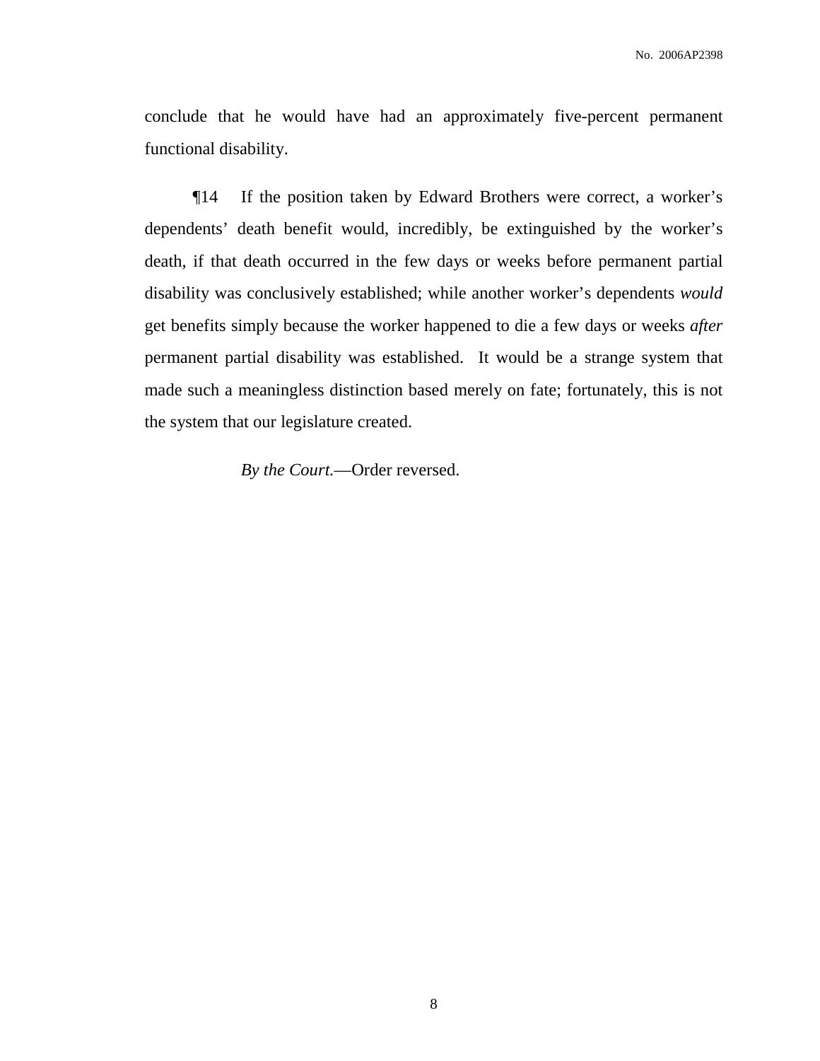conclude that he would have had an approximately five-percent permanent functional disability.

¶14 If the position taken by Edward Brothers were correct, a worker's dependents' death benefit would, incredibly, be extinguished by the worker's death, if that death occurred in the few days or weeks before permanent partial disability was conclusively established; while another worker's dependents *would* get benefits simply because the worker happened to die a few days or weeks *after* permanent partial disability was established. It would be a strange system that made such a meaningless distinction based merely on fate; fortunately, this is not the system that our legislature created.

*By the Court.*—Order reversed.